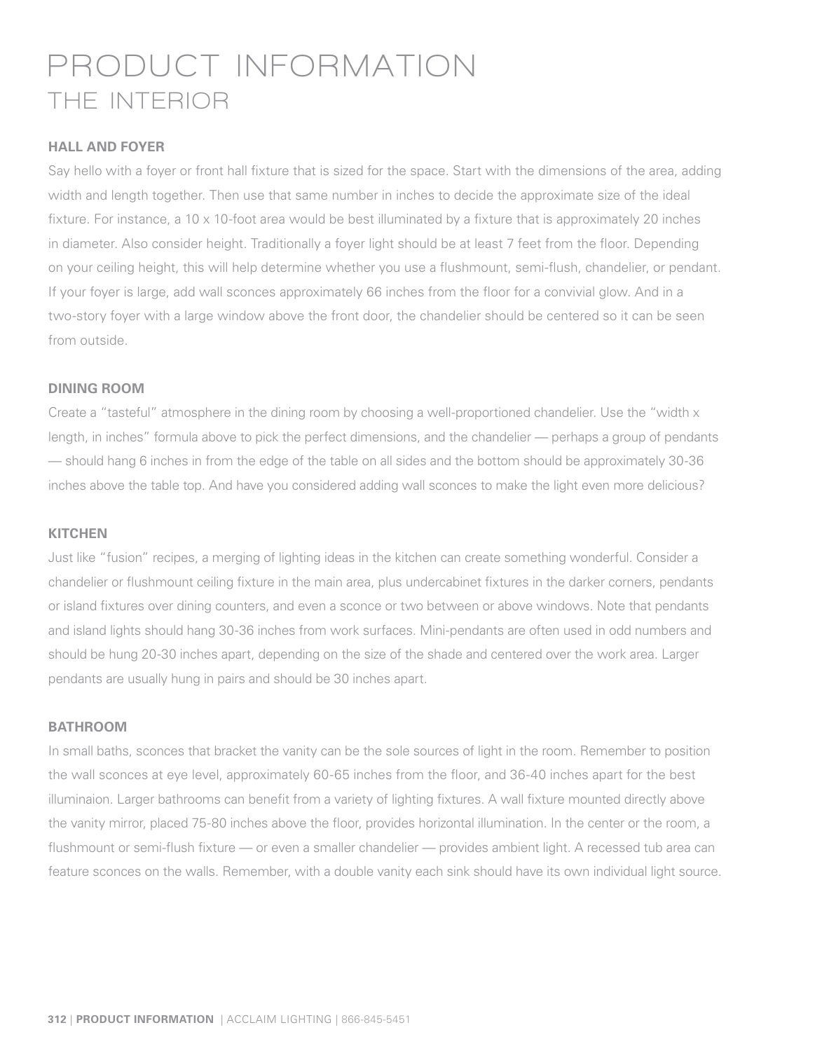# PRODUCT INFORMATION
## THE INTERIOR

### HALL AND FOYER

Say hello with a foyer or front hall fixture that is sized for the space. Start with the dimensions of the area, adding width and length together. Then use that same number in inches to decide the approximate size of the ideal fixture. For instance, a 10 x 10-foot area would be best illuminated by a fixture that is approximately 20 inches in diameter. Also consider height. Traditionally a foyer light should be at least 7 feet from the floor. Depending on your ceiling height, this will help determine whether you use a flushmount, semi-flush, chandelier, or pendant. If your foyer is large, add wall sconces approximately 66 inches from the floor for a convivial glow. And in a two-story foyer with a large window above the front door, the chandelier should be centered so it can be seen from outside.

### DINING ROOM

Create a "tasteful" atmosphere in the dining room by choosing a well-proportioned chandelier. Use the "width x length, in inches" formula above to pick the perfect dimensions, and the chandelier — perhaps a group of pendants — should hang 6 inches in from the edge of the table on all sides and the bottom should be approximately 30-36 inches above the table top. And have you considered adding wall sconces to make the light even more delicious?

### KITCHEN

Just like "fusion" recipes, a merging of lighting ideas in the kitchen can create something wonderful. Consider a chandelier or flushmount ceiling fixture in the main area, plus undercabinet fixtures in the darker corners, pendants or island fixtures over dining counters, and even a sconce or two between or above windows. Note that pendants and island lights should hang 30-36 inches from work surfaces. Mini-pendants are often used in odd numbers and should be hung 20-30 inches apart, depending on the size of the shade and centered over the work area. Larger pendants are usually hung in pairs and should be 30 inches apart.

### BATHROOM

In small baths, sconces that bracket the vanity can be the sole sources of light in the room. Remember to position the wall sconces at eye level, approximately 60-65 inches from the floor, and 36-40 inches apart for the best illuminaion. Larger bathrooms can benefit from a variety of lighting fixtures. A wall fixture mounted directly above the vanity mirror, placed 75-80 inches above the floor, provides horizontal illumination. In the center or the room, a flushmount or semi-flush fixture — or even a smaller chandelier — provides ambient light. A recessed tub area can feature sconces on the walls. Remember, with a double vanity each sink should have its own individual light source.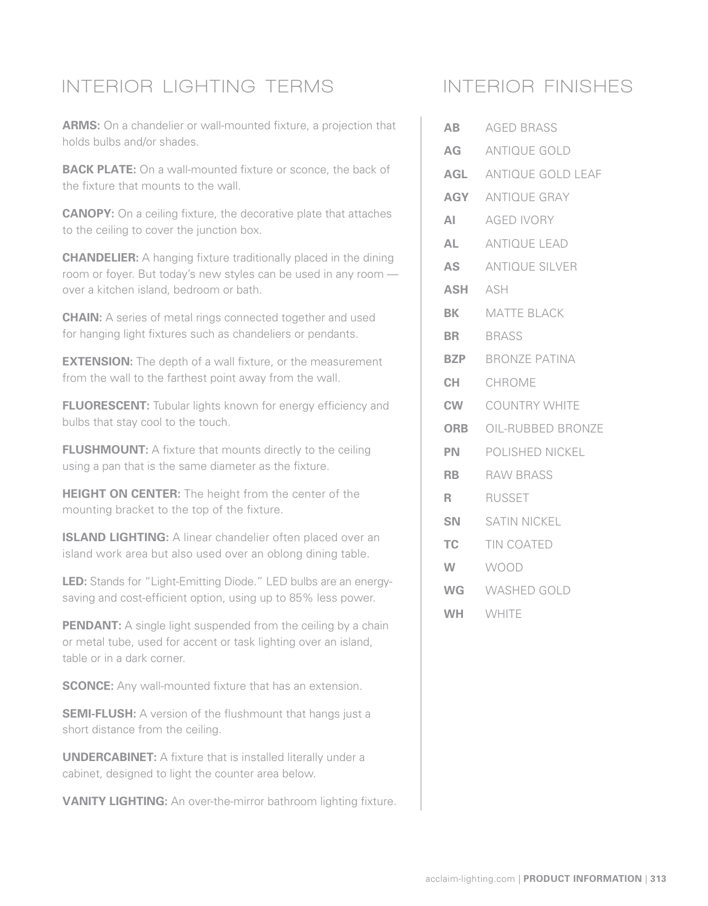## INTERIOR LIGHTING TERMS

**ARMS:** On a chandelier or wall-mounted fixture, a projection that holds bulbs and/or shades.

**BACK PLATE:** On a wall-mounted fixture or sconce, the back of the fixture that mounts to the wall.

**CANOPY:** On a ceiling fixture, the decorative plate that attaches to the ceiling to cover the junction box.

**CHANDELIER:** A hanging fixture traditionally placed in the dining room or foyer. But today's new styles can be used in any room — over a kitchen island, bedroom or bath.

**CHAIN:** A series of metal rings connected together and used for hanging light fixtures such as chandeliers or pendants.

**EXTENSION:** The depth of a wall fixture, or the measurement from the wall to the farthest point away from the wall.

**FLUORESCENT:** Tubular lights known for energy efficiency and bulbs that stay cool to the touch.

**FLUSHMOUNT:** A fixture that mounts directly to the ceiling using a pan that is the same diameter as the fixture.

**HEIGHT ON CENTER:** The height from the center of the mounting bracket to the top of the fixture.

**ISLAND LIGHTING:** A linear chandelier often placed over an island work area but also used over an oblong dining table.

**LED:** Stands for "Light-Emitting Diode." LED bulbs are an energy-saving and cost-efficient option, using up to 85% less power.

**PENDANT:** A single light suspended from the ceiling by a chain or metal tube, used for accent or task lighting over an island, table or in a dark corner.

**SCONCE:** Any wall-mounted fixture that has an extension.

**SEMI-FLUSH:** A version of the flushmount that hangs just a short distance from the ceiling.

**UNDERCABINET:** A fixture that is installed literally under a cabinet, designed to light the counter area below.

**VANITY LIGHTING:** An over-the-mirror bathroom lighting fixture.

## INTERIOR FINISHES

| Code | Finish |
|---|---|
| **AB** | AGED BRASS |
| **AG** | ANTIQUE GOLD |
| **AGL** | ANTIQUE GOLD LEAF |
| **AGY** | ANTIQUE GRAY |
| **AI** | AGED IVORY |
| **AL** | ANTIQUE LEAD |
| **AS** | ANTIQUE SILVER |
| **ASH** | ASH |
| **BK** | MATTE BLACK |
| **BR** | BRASS |
| **BZP** | BRONZE PATINA |
| **CH** | CHROME |
| **CW** | COUNTRY WHITE |
| **ORB** | OIL-RUBBED BRONZE |
| **PN** | POLISHED NICKEL |
| **RB** | RAW BRASS |
| **R** | RUSSET |
| **SN** | SATIN NICKEL |
| **TC** | TIN COATED |
| **W** | WOOD |
| **WG** | WASHED GOLD |
| **WH** | WHITE |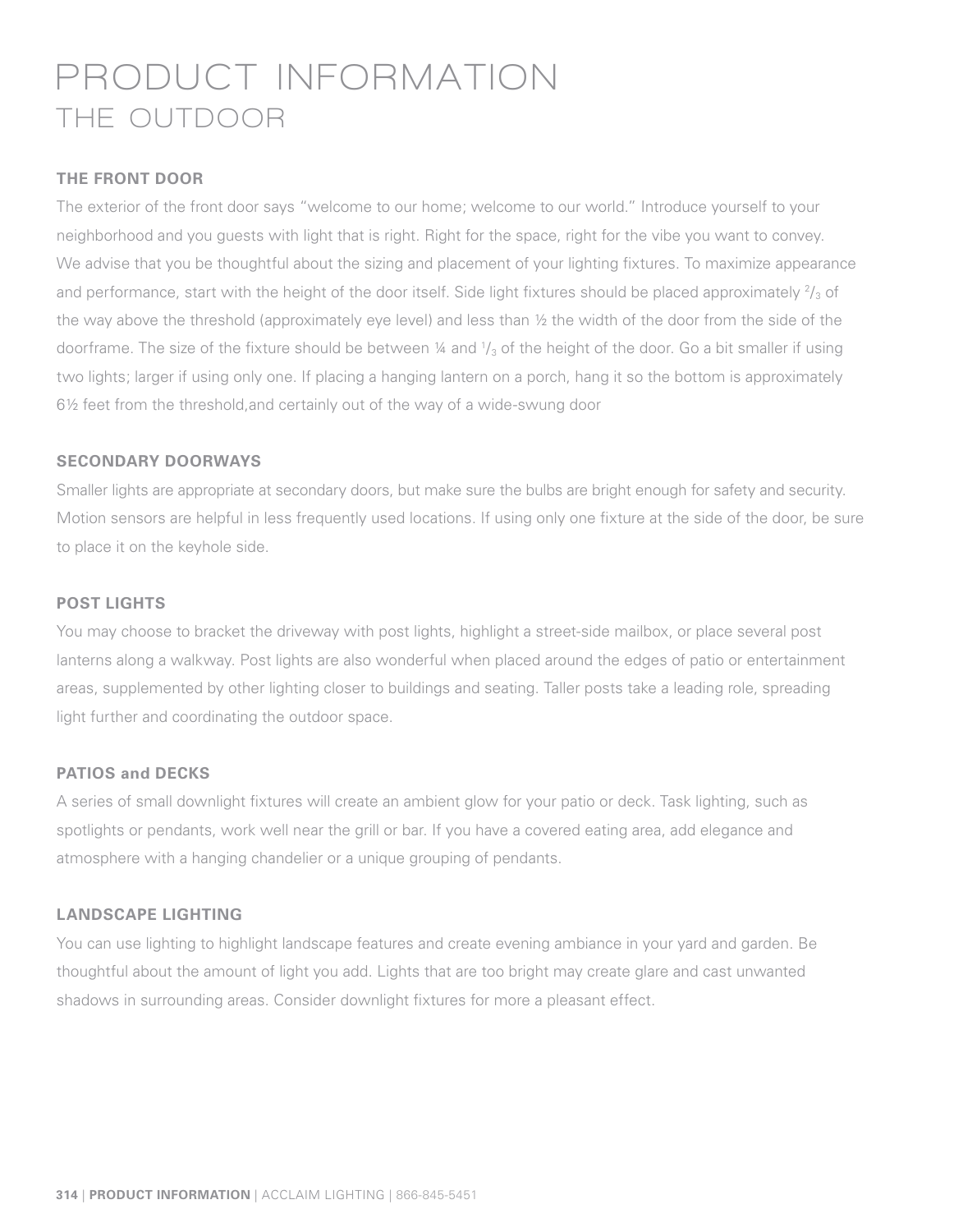# PRODUCT INFORMATION
## THE OUTDOOR

### THE FRONT DOOR

The exterior of the front door says "welcome to our home; welcome to our world." Introduce yourself to your neighborhood and you guests with light that is right. Right for the space, right for the vibe you want to convey. We advise that you be thoughtful about the sizing and placement of your lighting fixtures. To maximize appearance and performance, start with the height of the door itself. Side light fixtures should be placed approximately ²/₃ of the way above the threshold (approximately eye level) and less than ½ the width of the door from the side of the doorframe. The size of the fixture should be between ¼ and ¹/₃ of the height of the door. Go a bit smaller if using two lights; larger if using only one. If placing a hanging lantern on a porch, hang it so the bottom is approximately 6½ feet from the threshold,and certainly out of the way of a wide-swung door

### SECONDARY DOORWAYS

Smaller lights are appropriate at secondary doors, but make sure the bulbs are bright enough for safety and security. Motion sensors are helpful in less frequently used locations. If using only one fixture at the side of the door, be sure to place it on the keyhole side.

### POST LIGHTS

You may choose to bracket the driveway with post lights, highlight a street-side mailbox, or place several post lanterns along a walkway. Post lights are also wonderful when placed around the edges of patio or entertainment areas, supplemented by other lighting closer to buildings and seating. Taller posts take a leading role, spreading light further and coordinating the outdoor space.

### PATIOS and DECKS

A series of small downlight fixtures will create an ambient glow for your patio or deck. Task lighting, such as spotlights or pendants, work well near the grill or bar. If you have a covered eating area, add elegance and atmosphere with a hanging chandelier or a unique grouping of pendants.

### LANDSCAPE LIGHTING

You can use lighting to highlight landscape features and create evening ambiance in your yard and garden. Be thoughtful about the amount of light you add. Lights that are too bright may create glare and cast unwanted shadows in surrounding areas. Consider downlight fixtures for more a pleasant effect.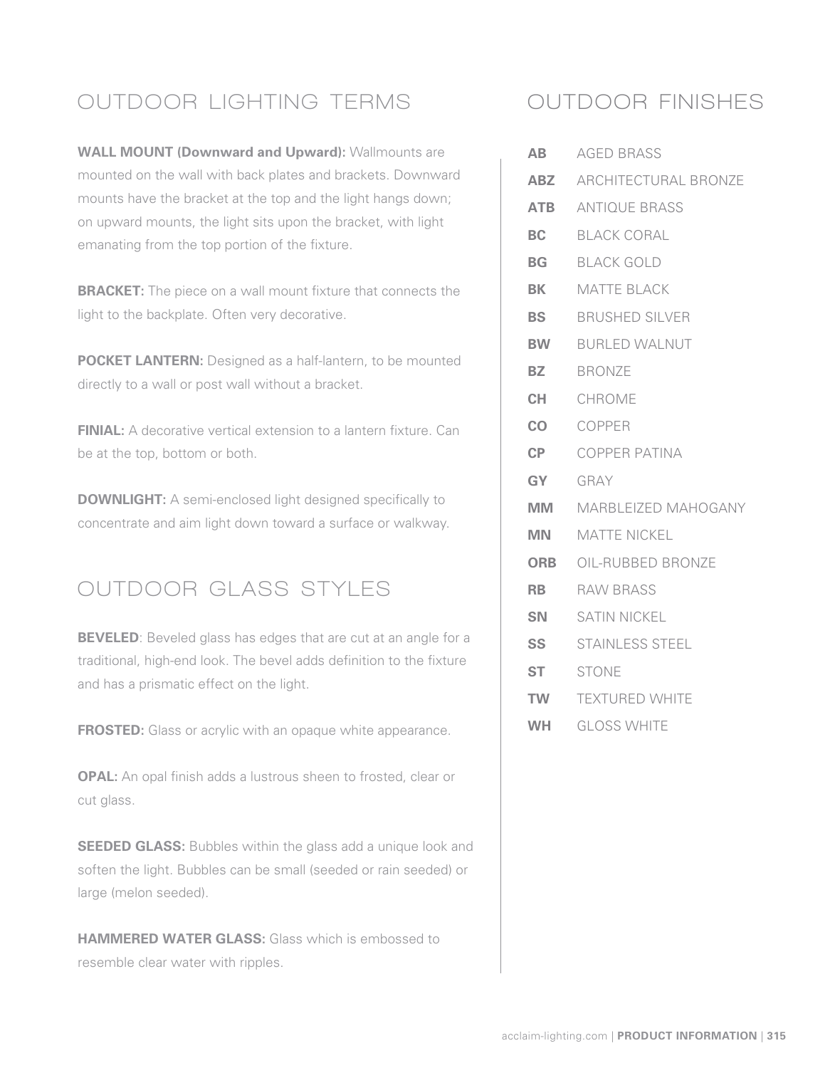## OUTDOOR LIGHTING TERMS

**WALL MOUNT (Downward and Upward):** Wallmounts are mounted on the wall with back plates and brackets. Downward mounts have the bracket at the top and the light hangs down; on upward mounts, the light sits upon the bracket, with light emanating from the top portion of the fixture.

**BRACKET:** The piece on a wall mount fixture that connects the light to the backplate. Often very decorative.

**POCKET LANTERN:** Designed as a half-lantern, to be mounted directly to a wall or post wall without a bracket.

**FINIAL:** A decorative vertical extension to a lantern fixture. Can be at the top, bottom or both.

**DOWNLIGHT:** A semi-enclosed light designed specifically to concentrate and aim light down toward a surface or walkway.

## OUTDOOR GLASS STYLES

**BEVELED**: Beveled glass has edges that are cut at an angle for a traditional, high-end look. The bevel adds definition to the fixture and has a prismatic effect on the light.

**FROSTED:** Glass or acrylic with an opaque white appearance.

**OPAL:** An opal finish adds a lustrous sheen to frosted, clear or cut glass.

**SEEDED GLASS:** Bubbles within the glass add a unique look and soften the light. Bubbles can be small (seeded or rain seeded) or large (melon seeded).

**HAMMERED WATER GLASS:** Glass which is embossed to resemble clear water with ripples.

## OUTDOOR FINISHES

| | |
|---|---|
| **AB** | AGED BRASS |
| **ABZ** | ARCHITECTURAL BRONZE |
| **ATB** | ANTIQUE BRASS |
| **BC** | BLACK CORAL |
| **BG** | BLACK GOLD |
| **BK** | MATTE BLACK |
| **BS** | BRUSHED SILVER |
| **BW** | BURLED WALNUT |
| **BZ** | BRONZE |
| **CH** | CHROME |
| **CO** | COPPER |
| **CP** | COPPER PATINA |
| **GY** | GRAY |
| **MM** | MARBLEIZED MAHOGANY |
| **MN** | MATTE NICKEL |
| **ORB** | OIL-RUBBED BRONZE |
| **RB** | RAW BRASS |
| **SN** | SATIN NICKEL |
| **SS** | STAINLESS STEEL |
| **ST** | STONE |
| **TW** | TEXTURED WHITE |
| **WH** | GLOSS WHITE |